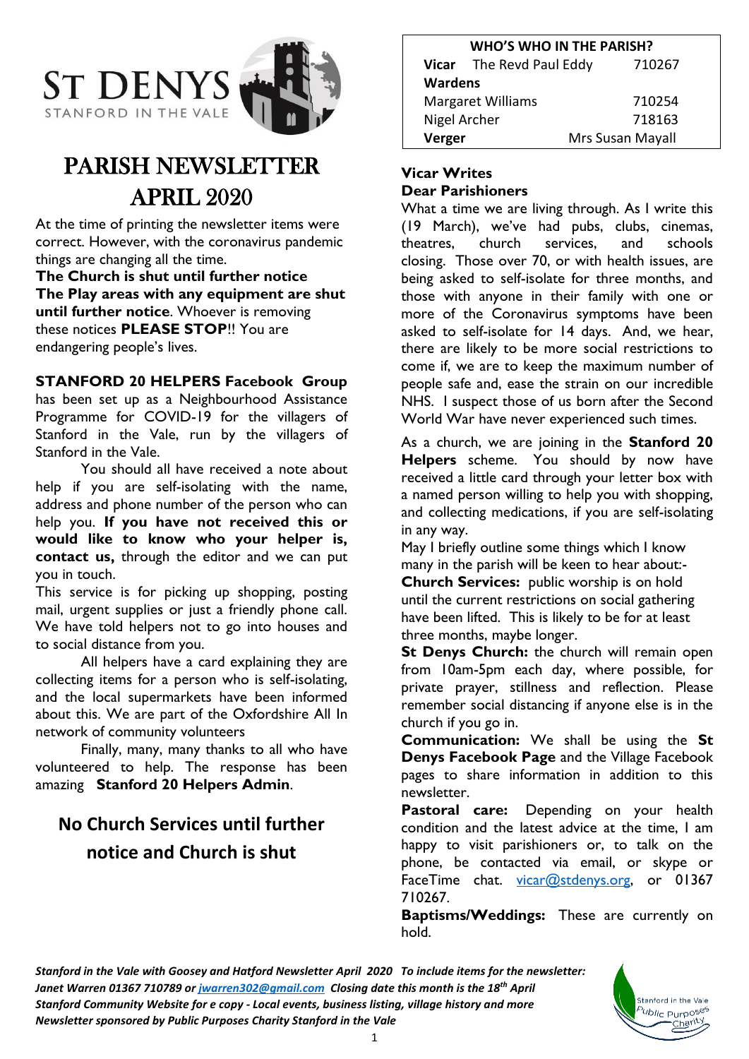ST DENYS
STANFORD IN THE VALE

# PARISH NEWSLETTER APRIL 2020

At the time of printing the newsletter items were correct. However, with the coronavirus pandemic things are changing all the time.

**The Church is shut until further notice**
**The Play areas with any equipment are shut until further notice**. Whoever is removing these notices **PLEASE STOP**!! You are endangering people's lives.

**STANFORD 20 HELPERS Facebook Group** has been set up as a Neighbourhood Assistance Programme for COVID-19 for the villagers of Stanford in the Vale, run by the villagers of Stanford in the Vale.

You should all have received a note about help if you are self-isolating with the name, address and phone number of the person who can help you. **If you have not received this or would like to know who your helper is, contact us,** through the editor and we can put you in touch.

This service is for picking up shopping, posting mail, urgent supplies or just a friendly phone call. We have told helpers not to go into houses and to social distance from you.

All helpers have a card explaining they are collecting items for a person who is self-isolating, and the local supermarkets have been informed about this. We are part of the Oxfordshire All In network of community volunteers

Finally, many, many thanks to all who have volunteered to help. The response has been amazing **Stanford 20 Helpers Admin**.

## No Church Services until further notice and Church is shut

| WHO'S WHO IN THE PARISH? | | |
|---|---|---|
| **Vicar** | The Revd Paul Eddy | 710267 |
| **Wardens** | | |
| Margaret Williams | | 710254 |
| Nigel Archer | | 718163 |
| **Verger** | | Mrs Susan Mayall |

### Vicar Writes

**Dear Parishioners**

What a time we are living through. As I write this (19 March), we've had pubs, clubs, cinemas, theatres, church services, and schools closing. Those over 70, or with health issues, are being asked to self-isolate for three months, and those with anyone in their family with one or more of the Coronavirus symptoms have been asked to self-isolate for 14 days. And, we hear, there are likely to be more social restrictions to come if, we are to keep the maximum number of people safe and, ease the strain on our incredible NHS. I suspect those of us born after the Second World War have never experienced such times.

As a church, we are joining in the **Stanford 20 Helpers** scheme. You should by now have received a little card through your letter box with a named person willing to help you with shopping, and collecting medications, if you are self-isolating in any way.

May I briefly outline some things which I know many in the parish will be keen to hear about:-

**Church Services:** public worship is on hold until the current restrictions on social gathering have been lifted. This is likely to be for at least three months, maybe longer.

**St Denys Church:** the church will remain open from 10am-5pm each day, where possible, for private prayer, stillness and reflection. Please remember social distancing if anyone else is in the church if you go in.

**Communication:** We shall be using the **St Denys Facebook Page** and the Village Facebook pages to share information in addition to this newsletter.

**Pastoral care:** Depending on your health condition and the latest advice at the time, I am happy to visit parishioners or, to talk on the phone, be contacted via email, or skype or FaceTime chat. vicar@stdenys.org, or 01367 710267.

**Baptisms/Weddings:** These are currently on hold.

*Stanford in the Vale with Goosey and Hatford Newsletter April 2020 To include items for the newsletter: Janet Warren 01367 710789 or jwarren302@gmail.com Closing date this month is the 18th April*
*Stanford Community Website for e copy - Local events, business listing, village history and more*
*Newsletter sponsored by Public Purposes Charity Stanford in the Vale*

Stanford in the Vale Public Purposes Charity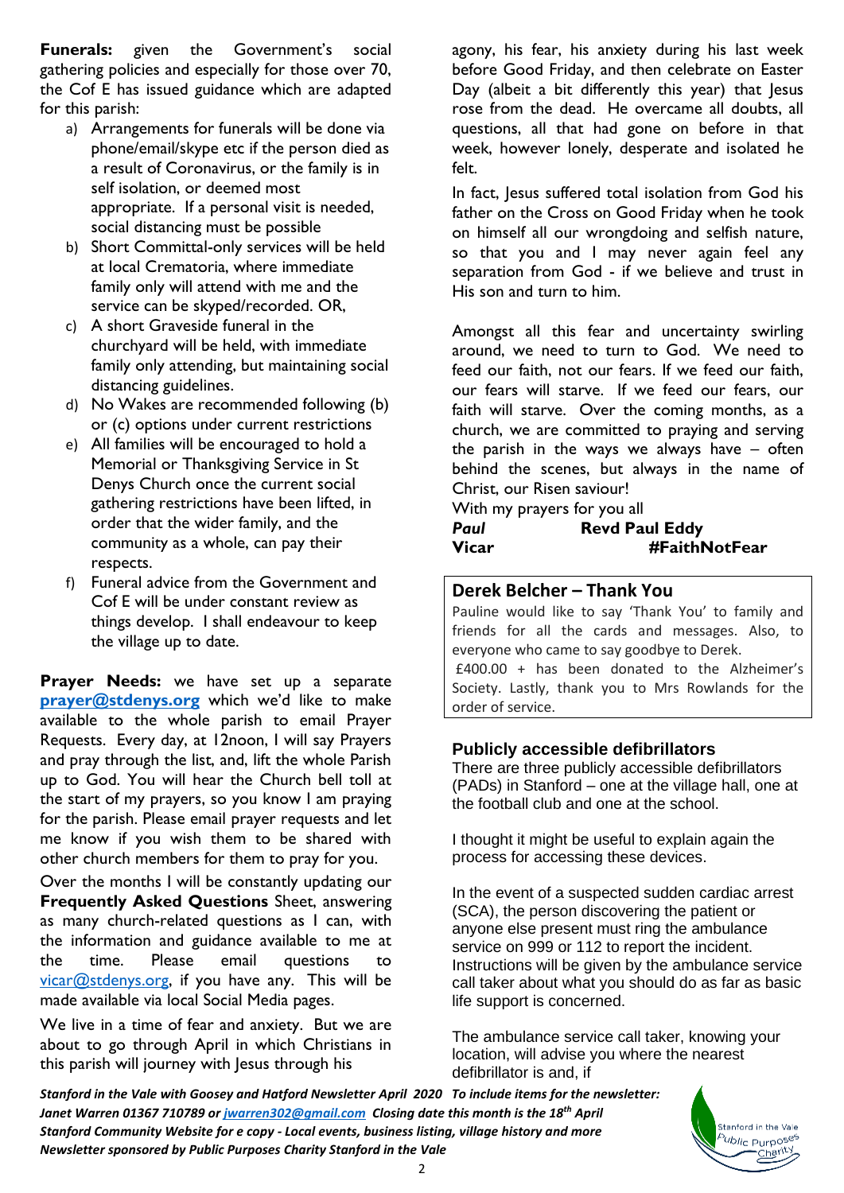**Funerals:** given the Government's social gathering policies and especially for those over 70, the Cof E has issued guidance which are adapted for this parish:

a) Arrangements for funerals will be done via phone/email/skype etc if the person died as a result of Coronavirus, or the family is in self isolation, or deemed most appropriate. If a personal visit is needed, social distancing must be possible
b) Short Committal-only services will be held at local Crematoria, where immediate family only will attend with me and the service can be skyped/recorded. OR,
c) A short Graveside funeral in the churchyard will be held, with immediate family only attending, but maintaining social distancing guidelines.
d) No Wakes are recommended following (b) or (c) options under current restrictions
e) All families will be encouraged to hold a Memorial or Thanksgiving Service in St Denys Church once the current social gathering restrictions have been lifted, in order that the wider family, and the community as a whole, can pay their respects.
f) Funeral advice from the Government and Cof E will be under constant review as things develop. I shall endeavour to keep the village up to date.

**Prayer Needs:** we have set up a separate **prayer@stdenys.org** which we'd like to make available to the whole parish to email Prayer Requests. Every day, at 12noon, I will say Prayers and pray through the list, and, lift the whole Parish up to God. You will hear the Church bell toll at the start of my prayers, so you know I am praying for the parish. Please email prayer requests and let me know if you wish them to be shared with other church members for them to pray for you.

Over the months I will be constantly updating our **Frequently Asked Questions** Sheet, answering as many church-related questions as I can, with the information and guidance available to me at the time. Please email questions to vicar@stdenys.org, if you have any. This will be made available via local Social Media pages.

We live in a time of fear and anxiety. But we are about to go through April in which Christians in this parish will journey with Jesus through his agony, his fear, his anxiety during his last week before Good Friday, and then celebrate on Easter Day (albeit a bit differently this year) that Jesus rose from the dead. He overcame all doubts, all questions, all that had gone on before in that week, however lonely, desperate and isolated he felt.

In fact, Jesus suffered total isolation from God his father on the Cross on Good Friday when he took on himself all our wrongdoing and selfish nature, so that you and I may never again feel any separation from God - if we believe and trust in His son and turn to him.

Amongst all this fear and uncertainty swirling around, we need to turn to God. We need to feed our faith, not our fears. If we feed our faith, our fears will starve. If we feed our fears, our faith will starve. Over the coming months, as a church, we are committed to praying and serving the parish in the ways we always have – often behind the scenes, but always in the name of Christ, our Risen saviour!

With my prayers for you all

***Paul*** **Revd Paul Eddy**
**Vicar** **#FaithNotFear**

## Derek Belcher – Thank You

Pauline would like to say 'Thank You' to family and friends for all the cards and messages. Also, to everyone who came to say goodbye to Derek.

£400.00 + has been donated to the Alzheimer's Society. Lastly, thank you to Mrs Rowlands for the order of service.

## Publicly accessible defibrillators

There are three publicly accessible defibrillators (PADs) in Stanford – one at the village hall, one at the football club and one at the school.

I thought it might be useful to explain again the process for accessing these devices.

In the event of a suspected sudden cardiac arrest (SCA), the person discovering the patient or anyone else present must ring the ambulance service on 999 or 112 to report the incident. Instructions will be given by the ambulance service call taker about what you should do as far as basic life support is concerned.

The ambulance service call taker, knowing your location, will advise you where the nearest defibrillator is and, if

***Stanford in the Vale with Goosey and Hatford Newsletter April 2020 To include items for the newsletter: Janet Warren 01367 710789 or jwarren302@gmail.com Closing date this month is the 18th April Stanford Community Website for e copy - Local events, business listing, village history and more Newsletter sponsored by Public Purposes Charity Stanford in the Vale***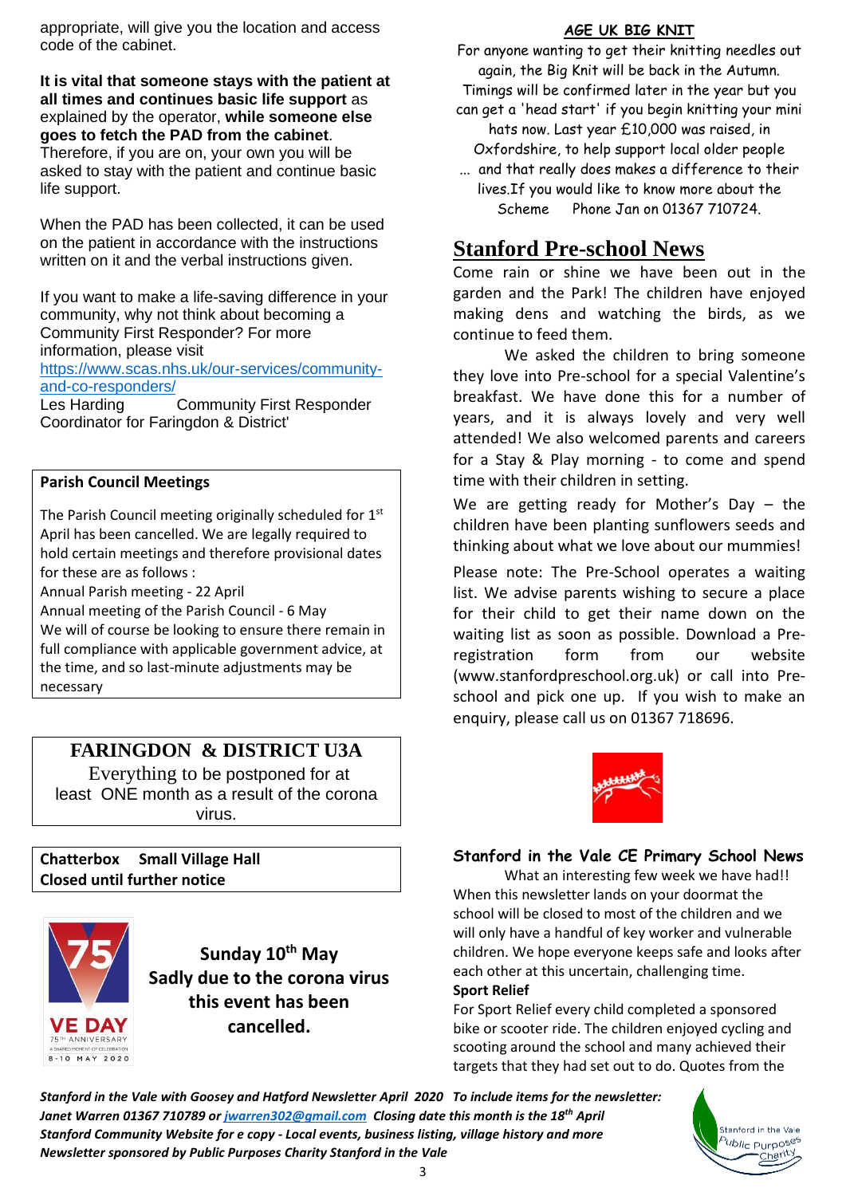appropriate, will give you the location and access code of the cabinet.

**It is vital that someone stays with the patient at all times and continues basic life support** as explained by the operator, **while someone else goes to fetch the PAD from the cabinet**. Therefore, if you are on, your own you will be asked to stay with the patient and continue basic life support.

When the PAD has been collected, it can be used on the patient in accordance with the instructions written on it and the verbal instructions given.

If you want to make a life-saving difference in your community, why not think about becoming a Community First Responder? For more information, please visit https://www.scas.nhs.uk/our-services/community-and-co-responders/

Les Harding    Community First Responder Coordinator for Faringdon & District'

**Parish Council Meetings**

The Parish Council meeting originally scheduled for 1st April has been cancelled. We are legally required to hold certain meetings and therefore provisional dates for these are as follows :

Annual Parish meeting - 22 April

Annual meeting of the Parish Council - 6 May

We will of course be looking to ensure there remain in full compliance with applicable government advice, at the time, and so last-minute adjustments may be necessary

## FARINGDON & DISTRICT U3A

Everything to be postponed for at least ONE month as a result of the corona virus.

**Chatterbox  Small Village Hall**
**Closed until further notice**

**Sunday 10th May**
**Sadly due to the corona virus this event has been cancelled.**

### AGE UK BIG KNIT

For anyone wanting to get their knitting needles out again, the Big Knit will be back in the Autumn. Timings will be confirmed later in the year but you can get a 'head start' if you begin knitting your mini hats now. Last year £10,000 was raised, in Oxfordshire, to help support local older people … and that really does makes a difference to their lives.If you would like to know more about the Scheme  Phone Jan on 01367 710724.

## Stanford Pre-school News

Come rain or shine we have been out in the garden and the Park! The children have enjoyed making dens and watching the birds, as we continue to feed them.

We asked the children to bring someone they love into Pre-school for a special Valentine's breakfast. We have done this for a number of years, and it is always lovely and very well attended! We also welcomed parents and careers for a Stay & Play morning - to come and spend time with their children in setting.

We are getting ready for Mother's Day – the children have been planting sunflowers seeds and thinking about what we love about our mummies!

Please note: The Pre-School operates a waiting list. We advise parents wishing to secure a place for their child to get their name down on the waiting list as soon as possible. Download a Pre-registration form from our website (www.stanfordpreschool.org.uk) or call into Pre-school and pick one up. If you wish to make an enquiry, please call us on 01367 718696.

### Stanford in the Vale CE Primary School News

What an interesting few week we have had!! When this newsletter lands on your doormat the school will be closed to most of the children and we will only have a handful of key worker and vulnerable children. We hope everyone keeps safe and looks after each other at this uncertain, challenging time.

**Sport Relief**

For Sport Relief every child completed a sponsored bike or scooter ride. The children enjoyed cycling and scooting around the school and many achieved their targets that they had set out to do. Quotes from the

***Stanford in the Vale with Goosey and Hatford Newsletter April 2020 To include items for the newsletter: Janet Warren 01367 710789 or jwarren302@gmail.com Closing date this month is the 18th April***
***Stanford Community Website for e copy - Local events, business listing, village history and more***
***Newsletter sponsored by Public Purposes Charity Stanford in the Vale***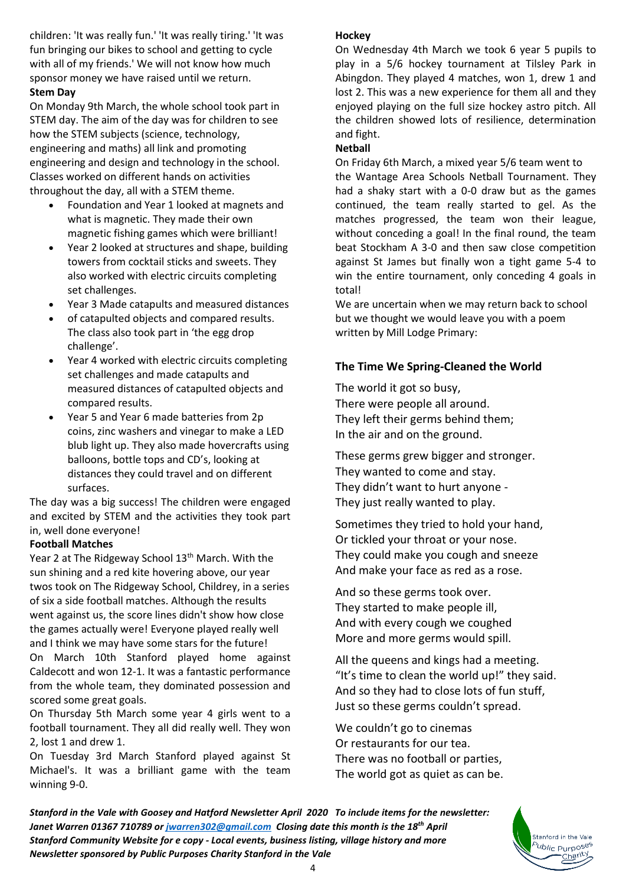children: 'It was really fun.' 'It was really tiring.' 'It was fun bringing our bikes to school and getting to cycle with all of my friends.' We will not know how much sponsor money we have raised until we return.

**Stem Day**

On Monday 9th March, the whole school took part in STEM day. The aim of the day was for children to see how the STEM subjects (science, technology, engineering and maths) all link and promoting engineering and design and technology in the school. Classes worked on different hands on activities throughout the day, all with a STEM theme.

- Foundation and Year 1 looked at magnets and what is magnetic. They made their own magnetic fishing games which were brilliant!
- Year 2 looked at structures and shape, building towers from cocktail sticks and sweets. They also worked with electric circuits completing set challenges.
- Year 3 Made catapults and measured distances
- of catapulted objects and compared results. The class also took part in 'the egg drop challenge'.
- Year 4 worked with electric circuits completing set challenges and made catapults and measured distances of catapulted objects and compared results.
- Year 5 and Year 6 made batteries from 2p coins, zinc washers and vinegar to make a LED blub light up. They also made hovercrafts using balloons, bottle tops and CD's, looking at distances they could travel and on different surfaces.

The day was a big success! The children were engaged and excited by STEM and the activities they took part in, well done everyone!

**Football Matches**

Year 2 at The Ridgeway School 13th March. With the sun shining and a red kite hovering above, our year twos took on The Ridgeway School, Childrey, in a series of six a side football matches. Although the results went against us, the score lines didn't show how close the games actually were! Everyone played really well and I think we may have some stars for the future!

On March 10th Stanford played home against Caldecott and won 12-1. It was a fantastic performance from the whole team, they dominated possession and scored some great goals.

On Thursday 5th March some year 4 girls went to a football tournament. They all did really well. They won 2, lost 1 and drew 1.

On Tuesday 3rd March Stanford played against St Michael's. It was a brilliant game with the team winning 9-0.

**Hockey**

On Wednesday 4th March we took 6 year 5 pupils to play in a 5/6 hockey tournament at Tilsley Park in Abingdon. They played 4 matches, won 1, drew 1 and lost 2. This was a new experience for them all and they enjoyed playing on the full size hockey astro pitch. All the children showed lots of resilience, determination and fight.

**Netball**

On Friday 6th March, a mixed year 5/6 team went to the Wantage Area Schools Netball Tournament. They had a shaky start with a 0-0 draw but as the games continued, the team really started to gel. As the matches progressed, the team won their league, without conceding a goal! In the final round, the team beat Stockham A 3-0 and then saw close competition against St James but finally won a tight game 5-4 to win the entire tournament, only conceding 4 goals in total!

We are uncertain when we may return back to school but we thought we would leave you with a poem written by Mill Lodge Primary:

### The Time We Spring-Cleaned the World

The world it got so busy,
There were people all around.
They left their germs behind them;
In the air and on the ground.

These germs grew bigger and stronger.
They wanted to come and stay.
They didn't want to hurt anyone -
They just really wanted to play.

Sometimes they tried to hold your hand,
Or tickled your throat or your nose.
They could make you cough and sneeze
And make your face as red as a rose.

And so these germs took over.
They started to make people ill,
And with every cough we coughed
More and more germs would spill.

All the queens and kings had a meeting.
"It's time to clean the world up!" they said.
And so they had to close lots of fun stuff,
Just so these germs couldn't spread.

We couldn't go to cinemas
Or restaurants for our tea.
There was no football or parties,
The world got as quiet as can be.

***Stanford in the Vale with Goosey and Hatford Newsletter April 2020 To include items for the newsletter: Janet Warren 01367 710789 or jwarren302@gmail.com Closing date this month is the 18th April***
***Stanford Community Website for e copy - Local events, business listing, village history and more***
***Newsletter sponsored by Public Purposes Charity Stanford in the Vale***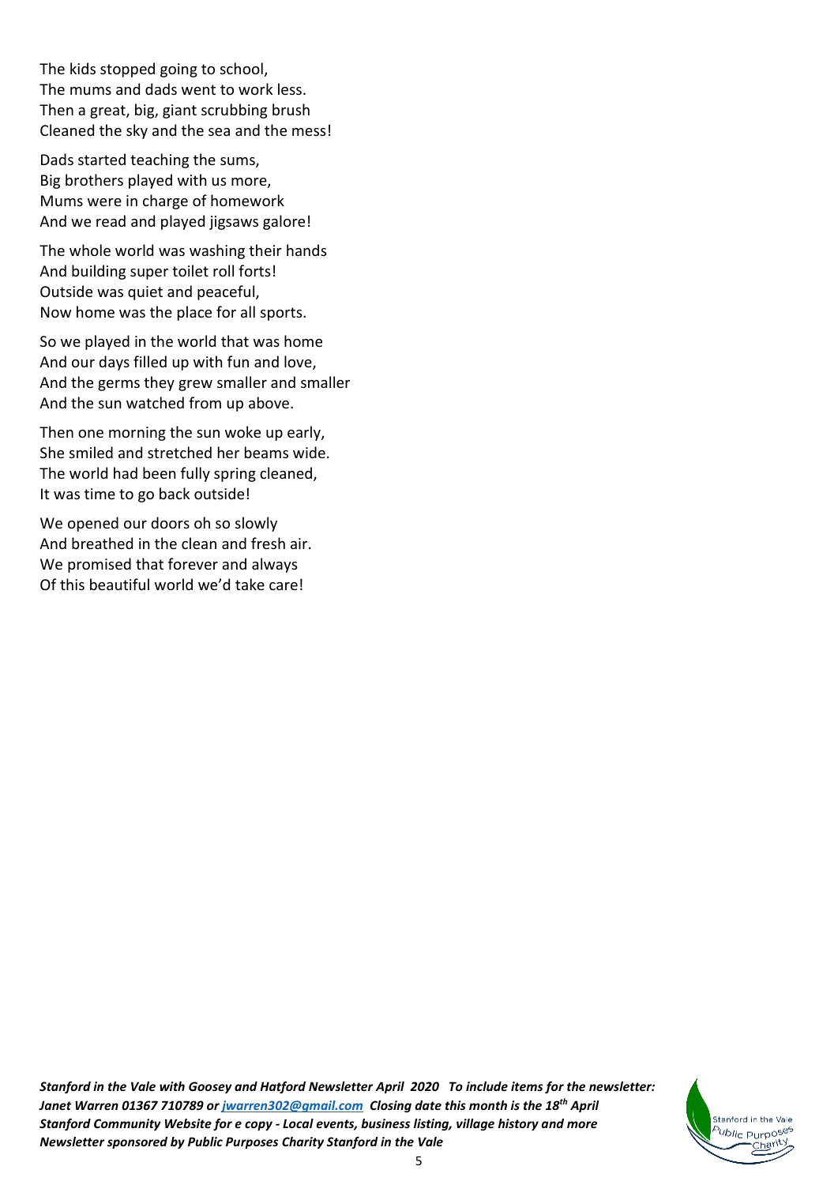The kids stopped going to school,
The mums and dads went to work less.
Then a great, big, giant scrubbing brush
Cleaned the sky and the sea and the mess!

Dads started teaching the sums,
Big brothers played with us more,
Mums were in charge of homework
And we read and played jigsaws galore!

The whole world was washing their hands
And building super toilet roll forts!
Outside was quiet and peaceful,
Now home was the place for all sports.

So we played in the world that was home
And our days filled up with fun and love,
And the germs they grew smaller and smaller
And the sun watched from up above.

Then one morning the sun woke up early,
She smiled and stretched her beams wide.
The world had been fully spring cleaned,
It was time to go back outside!

We opened our doors oh so slowly
And breathed in the clean and fresh air.
We promised that forever and always
Of this beautiful world we'd take care!